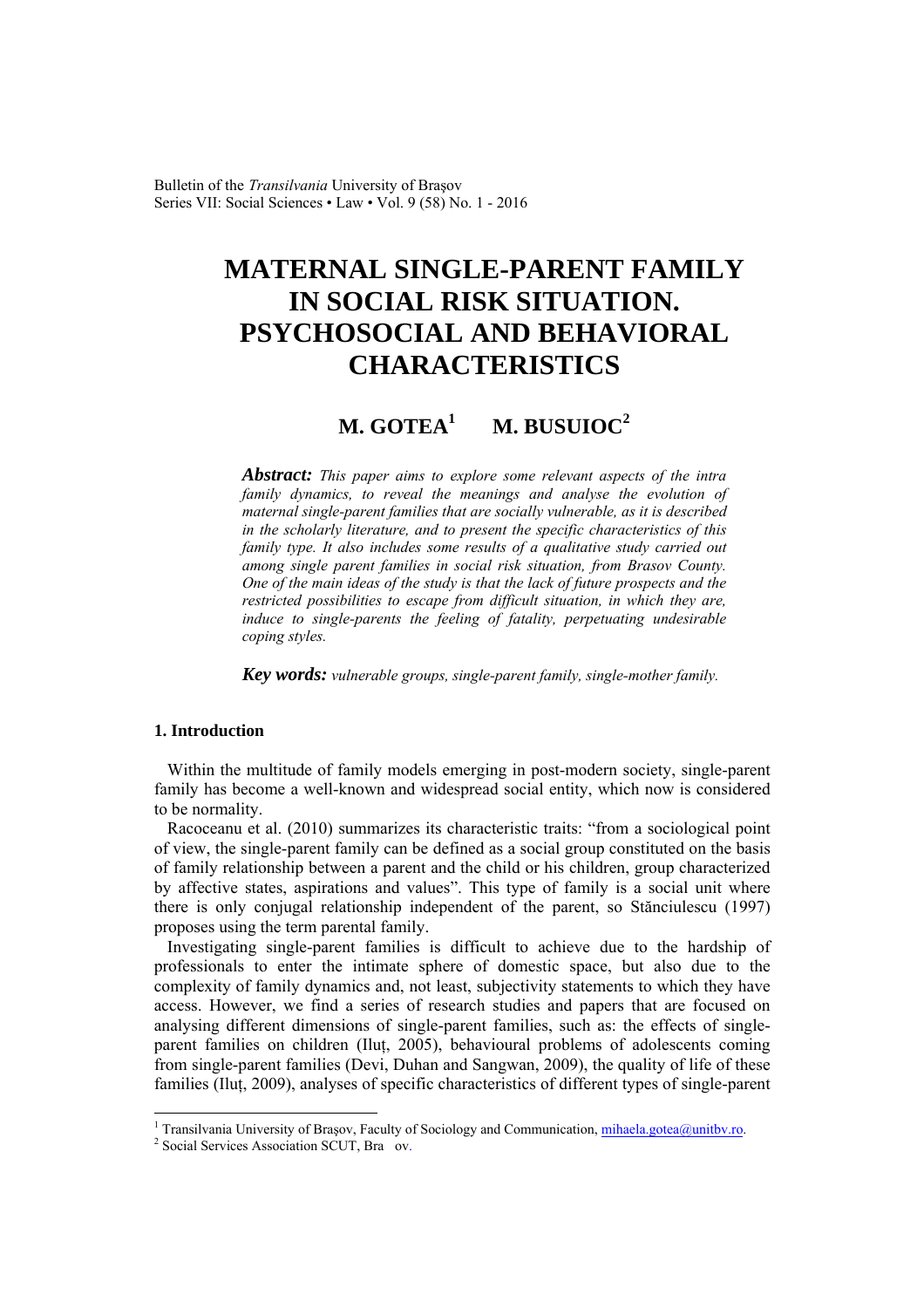# MATERNAL SINGLE-PARENT FAMILY IN SOCIAL RISK SITUATION. PSYCHOSOCIAL AND BEHAVIORAL CHARACTERISTICS

**M. GOTEA[1] M. BUSUIOC[2]**

***Abstract:*** *This paper aims to explore some relevant aspects of the intra family dynamics, to reveal the meanings and analyse the evolution of maternal single-parent families that are socially vulnerable, as it is described in the scholarly literature, and to present the specific characteristics of this family type. It also includes some results of a qualitative study carried out among single parent families in social risk situation, from Brasov County. One of the main ideas of the study is that the lack of future prospects and the restricted possibilities to escape from difficult situation, in which they are, induce to single-parents the feeling of fatality, perpetuating undesirable coping styles.*

***Key words:*** *vulnerable groups, single-parent family, single-mother family.*

## 1. Introduction

Within the multitude of family models emerging in post-modern society, single-parent family has become a well-known and widespread social entity, which now is considered to be normality.

Racoceanu et al. (2010) summarizes its characteristic traits: "from a sociological point of view, the single-parent family can be defined as a social group constituted on the basis of family relationship between a parent and the child or his children, group characterized by affective states, aspirations and values". This type of family is a social unit where there is only conjugal relationship independent of the parent, so Stănciulescu (1997) proposes using the term parental family.

Investigating single-parent families is difficult to achieve due to the hardship of professionals to enter the intimate sphere of domestic space, but also due to the complexity of family dynamics and, not least, subjectivity statements to which they have access. However, we find a series of research studies and papers that are focused on analysing different dimensions of single-parent families, such as: the effects of single-parent families on children (Iluț, 2005), behavioural problems of adolescents coming from single-parent families (Devi, Duhan and Sangwan, 2009), the quality of life of these families (Iluț, 2009), analyses of specific characteristics of different types of single-parent

---

[1] Transilvania University of Brașov, Faculty of Sociology and Communication, mihaela.gotea@unitbv.ro.

[2] Social Services Association SCUT, Bra ov.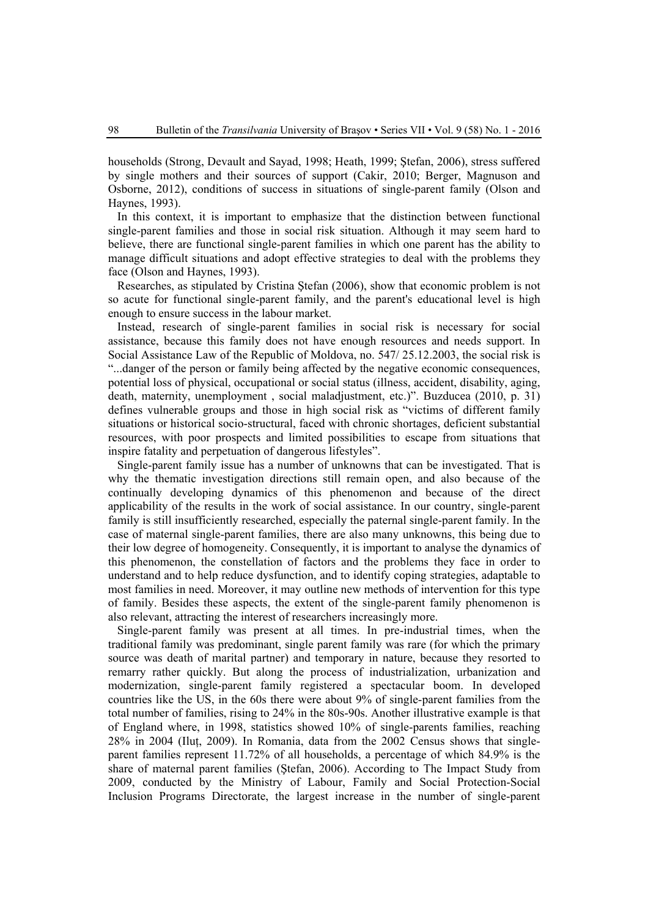households (Strong, Devault and Sayad, 1998; Heath, 1999; Ştefan, 2006), stress suffered by single mothers and their sources of support (Cakir, 2010; Berger, Magnuson and Osborne, 2012), conditions of success in situations of single-parent family (Olson and Haynes, 1993).

In this context, it is important to emphasize that the distinction between functional single-parent families and those in social risk situation. Although it may seem hard to believe, there are functional single-parent families in which one parent has the ability to manage difficult situations and adopt effective strategies to deal with the problems they face (Olson and Haynes, 1993).

Researches, as stipulated by Cristina Ştefan (2006), show that economic problem is not so acute for functional single-parent family, and the parent's educational level is high enough to ensure success in the labour market.

Instead, research of single-parent families in social risk is necessary for social assistance, because this family does not have enough resources and needs support. In Social Assistance Law of the Republic of Moldova, no. 547/ 25.12.2003, the social risk is "...danger of the person or family being affected by the negative economic consequences, potential loss of physical, occupational or social status (illness, accident, disability, aging, death, maternity, unemployment , social maladjustment, etc.)". Buzducea (2010, p. 31) defines vulnerable groups and those in high social risk as "victims of different family situations or historical socio-structural, faced with chronic shortages, deficient substantial resources, with poor prospects and limited possibilities to escape from situations that inspire fatality and perpetuation of dangerous lifestyles".

Single-parent family issue has a number of unknowns that can be investigated. That is why the thematic investigation directions still remain open, and also because of the continually developing dynamics of this phenomenon and because of the direct applicability of the results in the work of social assistance. In our country, single-parent family is still insufficiently researched, especially the paternal single-parent family. In the case of maternal single-parent families, there are also many unknowns, this being due to their low degree of homogeneity. Consequently, it is important to analyse the dynamics of this phenomenon, the constellation of factors and the problems they face in order to understand and to help reduce dysfunction, and to identify coping strategies, adaptable to most families in need. Moreover, it may outline new methods of intervention for this type of family. Besides these aspects, the extent of the single-parent family phenomenon is also relevant, attracting the interest of researchers increasingly more.

Single-parent family was present at all times. In pre-industrial times, when the traditional family was predominant, single parent family was rare (for which the primary source was death of marital partner) and temporary in nature, because they resorted to remarry rather quickly. But along the process of industrialization, urbanization and modernization, single-parent family registered a spectacular boom. In developed countries like the US, in the 60s there were about 9% of single-parent families from the total number of families, rising to 24% in the 80s-90s. Another illustrative example is that of England where, in 1998, statistics showed 10% of single-parents families, reaching 28% in 2004 (Iluţ, 2009). In Romania, data from the 2002 Census shows that single-parent families represent 11.72% of all households, a percentage of which 84.9% is the share of maternal parent families (Ştefan, 2006). According to The Impact Study from 2009, conducted by the Ministry of Labour, Family and Social Protection-Social Inclusion Programs Directorate, the largest increase in the number of single-parent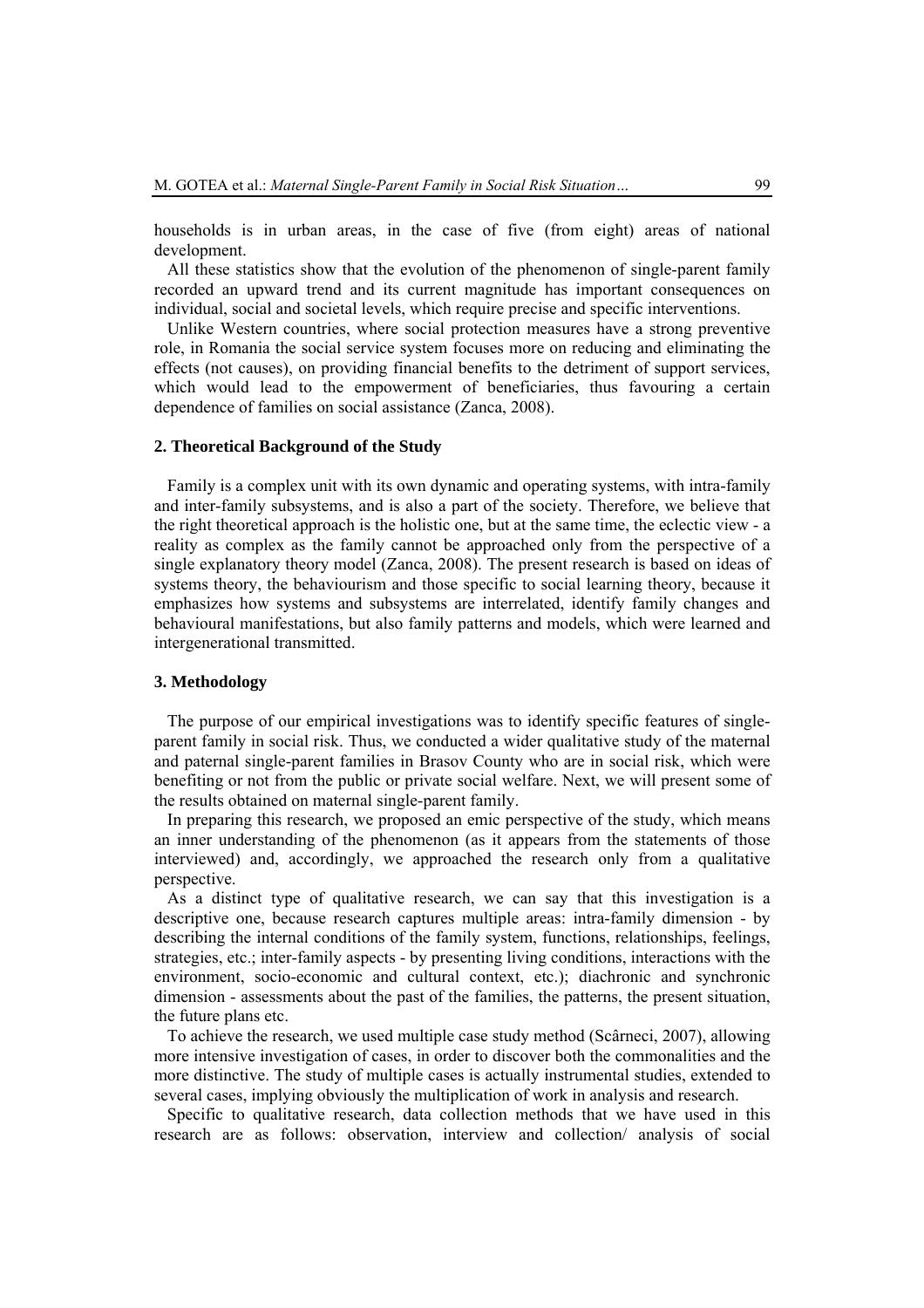households is in urban areas, in the case of five (from eight) areas of national development.

All these statistics show that the evolution of the phenomenon of single-parent family recorded an upward trend and its current magnitude has important consequences on individual, social and societal levels, which require precise and specific interventions.

Unlike Western countries, where social protection measures have a strong preventive role, in Romania the social service system focuses more on reducing and eliminating the effects (not causes), on providing financial benefits to the detriment of support services, which would lead to the empowerment of beneficiaries, thus favouring a certain dependence of families on social assistance (Zanca, 2008).

## 2. Theoretical Background of the Study

Family is a complex unit with its own dynamic and operating systems, with intra-family and inter-family subsystems, and is also a part of the society. Therefore, we believe that the right theoretical approach is the holistic one, but at the same time, the eclectic view - a reality as complex as the family cannot be approached only from the perspective of a single explanatory theory model (Zanca, 2008). The present research is based on ideas of systems theory, the behaviourism and those specific to social learning theory, because it emphasizes how systems and subsystems are interrelated, identify family changes and behavioural manifestations, but also family patterns and models, which were learned and intergenerational transmitted.

## 3. Methodology

The purpose of our empirical investigations was to identify specific features of single-parent family in social risk. Thus, we conducted a wider qualitative study of the maternal and paternal single-parent families in Brasov County who are in social risk, which were benefiting or not from the public or private social welfare. Next, we will present some of the results obtained on maternal single-parent family.

In preparing this research, we proposed an emic perspective of the study, which means an inner understanding of the phenomenon (as it appears from the statements of those interviewed) and, accordingly, we approached the research only from a qualitative perspective.

As a distinct type of qualitative research, we can say that this investigation is a descriptive one, because research captures multiple areas: intra-family dimension - by describing the internal conditions of the family system, functions, relationships, feelings, strategies, etc.; inter-family aspects - by presenting living conditions, interactions with the environment, socio-economic and cultural context, etc.); diachronic and synchronic dimension - assessments about the past of the families, the patterns, the present situation, the future plans etc.

To achieve the research, we used multiple case study method (Scârneci, 2007), allowing more intensive investigation of cases, in order to discover both the commonalities and the more distinctive. The study of multiple cases is actually instrumental studies, extended to several cases, implying obviously the multiplication of work in analysis and research.

Specific to qualitative research, data collection methods that we have used in this research are as follows: observation, interview and collection/ analysis of social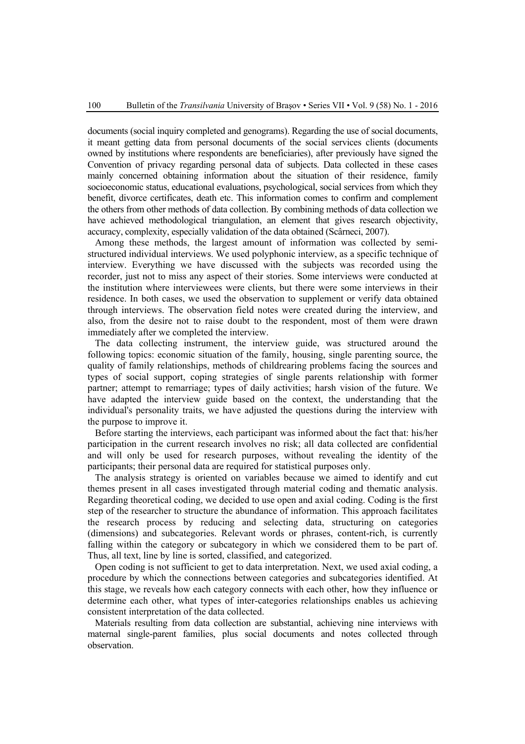documents (social inquiry completed and genograms). Regarding the use of social documents, it meant getting data from personal documents of the social services clients (documents owned by institutions where respondents are beneficiaries), after previously have signed the Convention of privacy regarding personal data of subjects. Data collected in these cases mainly concerned obtaining information about the situation of their residence, family socioeconomic status, educational evaluations, psychological, social services from which they benefit, divorce certificates, death etc. This information comes to confirm and complement the others from other methods of data collection. By combining methods of data collection we have achieved methodological triangulation, an element that gives research objectivity, accuracy, complexity, especially validation of the data obtained (Scârneci, 2007).

Among these methods, the largest amount of information was collected by semi-structured individual interviews. We used polyphonic interview, as a specific technique of interview. Everything we have discussed with the subjects was recorded using the recorder, just not to miss any aspect of their stories. Some interviews were conducted at the institution where interviewees were clients, but there were some interviews in their residence. In both cases, we used the observation to supplement or verify data obtained through interviews. The observation field notes were created during the interview, and also, from the desire not to raise doubt to the respondent, most of them were drawn immediately after we completed the interview.

The data collecting instrument, the interview guide, was structured around the following topics: economic situation of the family, housing, single parenting source, the quality of family relationships, methods of childrearing problems facing the sources and types of social support, coping strategies of single parents relationship with former partner; attempt to remarriage; types of daily activities; harsh vision of the future. We have adapted the interview guide based on the context, the understanding that the individual's personality traits, we have adjusted the questions during the interview with the purpose to improve it.

Before starting the interviews, each participant was informed about the fact that: his/her participation in the current research involves no risk; all data collected are confidential and will only be used for research purposes, without revealing the identity of the participants; their personal data are required for statistical purposes only.

The analysis strategy is oriented on variables because we aimed to identify and cut themes present in all cases investigated through material coding and thematic analysis. Regarding theoretical coding, we decided to use open and axial coding. Coding is the first step of the researcher to structure the abundance of information. This approach facilitates the research process by reducing and selecting data, structuring on categories (dimensions) and subcategories. Relevant words or phrases, content-rich, is currently falling within the category or subcategory in which we considered them to be part of. Thus, all text, line by line is sorted, classified, and categorized.

Open coding is not sufficient to get to data interpretation. Next, we used axial coding, a procedure by which the connections between categories and subcategories identified. At this stage, we reveals how each category connects with each other, how they influence or determine each other, what types of inter-categories relationships enables us achieving consistent interpretation of the data collected.

Materials resulting from data collection are substantial, achieving nine interviews with maternal single-parent families, plus social documents and notes collected through observation.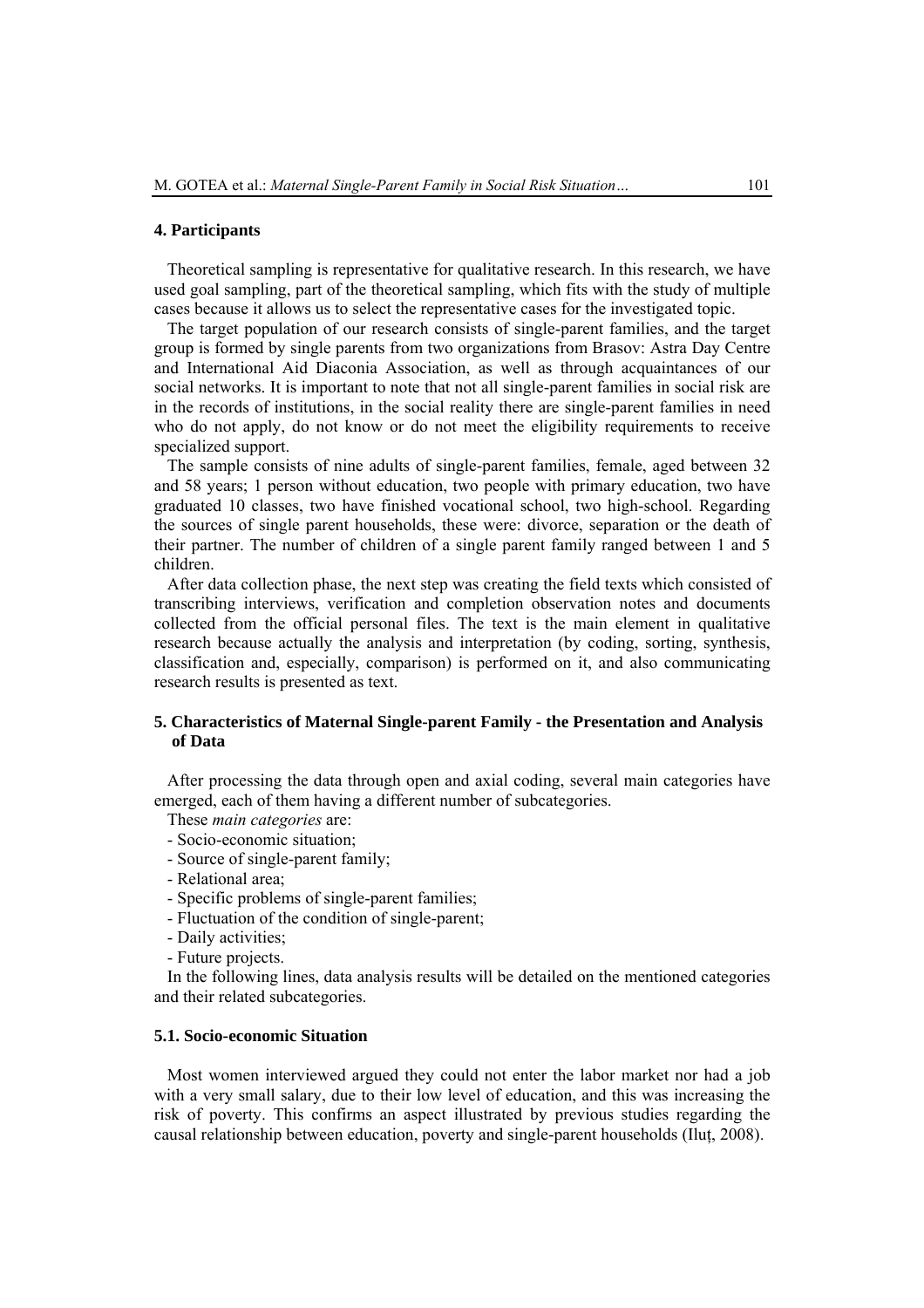## 4. Participants

Theoretical sampling is representative for qualitative research. In this research, we have used goal sampling, part of the theoretical sampling, which fits with the study of multiple cases because it allows us to select the representative cases for the investigated topic.

The target population of our research consists of single-parent families, and the target group is formed by single parents from two organizations from Brasov: Astra Day Centre and International Aid Diaconia Association, as well as through acquaintances of our social networks. It is important to note that not all single-parent families in social risk are in the records of institutions, in the social reality there are single-parent families in need who do not apply, do not know or do not meet the eligibility requirements to receive specialized support.

The sample consists of nine adults of single-parent families, female, aged between 32 and 58 years; 1 person without education, two people with primary education, two have graduated 10 classes, two have finished vocational school, two high-school. Regarding the sources of single parent households, these were: divorce, separation or the death of their partner. The number of children of a single parent family ranged between 1 and 5 children.

After data collection phase, the next step was creating the field texts which consisted of transcribing interviews, verification and completion observation notes and documents collected from the official personal files. The text is the main element in qualitative research because actually the analysis and interpretation (by coding, sorting, synthesis, classification and, especially, comparison) is performed on it, and also communicating research results is presented as text.

## 5. Characteristics of Maternal Single-parent Family - the Presentation and Analysis of Data

After processing the data through open and axial coding, several main categories have emerged, each of them having a different number of subcategories.

These *main categories* are:

- Socio-economic situation;
- Source of single-parent family;
- Relational area;
- Specific problems of single-parent families;
- Fluctuation of the condition of single-parent;
- Daily activities;
- Future projects.

In the following lines, data analysis results will be detailed on the mentioned categories and their related subcategories.

### 5.1. Socio-economic Situation

Most women interviewed argued they could not enter the labor market nor had a job with a very small salary, due to their low level of education, and this was increasing the risk of poverty. This confirms an aspect illustrated by previous studies regarding the causal relationship between education, poverty and single-parent households (Iluț, 2008).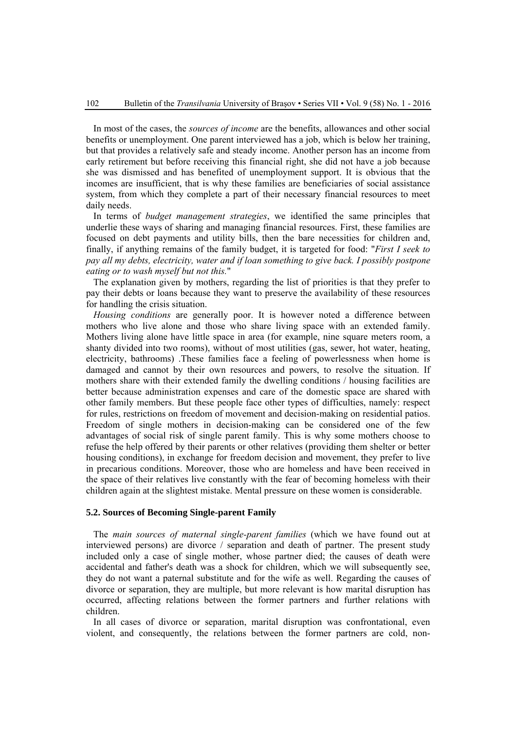In most of the cases, the *sources of income* are the benefits, allowances and other social benefits or unemployment. One parent interviewed has a job, which is below her training, but that provides a relatively safe and steady income. Another person has an income from early retirement but before receiving this financial right, she did not have a job because she was dismissed and has benefited of unemployment support. It is obvious that the incomes are insufficient, that is why these families are beneficiaries of social assistance system, from which they complete a part of their necessary financial resources to meet daily needs.

In terms of *budget management strategies*, we identified the same principles that underlie these ways of sharing and managing financial resources. First, these families are focused on debt payments and utility bills, then the bare necessities for children and, finally, if anything remains of the family budget, it is targeted for food: "*First I seek to pay all my debts, electricity, water and if loan something to give back. I possibly postpone eating or to wash myself but not this.*"

The explanation given by mothers, regarding the list of priorities is that they prefer to pay their debts or loans because they want to preserve the availability of these resources for handling the crisis situation.

*Housing conditions* are generally poor. It is however noted a difference between mothers who live alone and those who share living space with an extended family. Mothers living alone have little space in area (for example, nine square meters room, a shanty divided into two rooms), without of most utilities (gas, sewer, hot water, heating, electricity, bathrooms) .These families face a feeling of powerlessness when home is damaged and cannot by their own resources and powers, to resolve the situation. If mothers share with their extended family the dwelling conditions / housing facilities are better because administration expenses and care of the domestic space are shared with other family members. But these people face other types of difficulties, namely: respect for rules, restrictions on freedom of movement and decision-making on residential patios. Freedom of single mothers in decision-making can be considered one of the few advantages of social risk of single parent family. This is why some mothers choose to refuse the help offered by their parents or other relatives (providing them shelter or better housing conditions), in exchange for freedom decision and movement, they prefer to live in precarious conditions. Moreover, those who are homeless and have been received in the space of their relatives live constantly with the fear of becoming homeless with their children again at the slightest mistake. Mental pressure on these women is considerable.

### 5.2. Sources of Becoming Single-parent Family

The *main sources of maternal single-parent families* (which we have found out at interviewed persons) are divorce / separation and death of partner. The present study included only a case of single mother, whose partner died; the causes of death were accidental and father's death was a shock for children, which we will subsequently see, they do not want a paternal substitute and for the wife as well. Regarding the causes of divorce or separation, they are multiple, but more relevant is how marital disruption has occurred, affecting relations between the former partners and further relations with children.

In all cases of divorce or separation, marital disruption was confrontational, even violent, and consequently, the relations between the former partners are cold, non-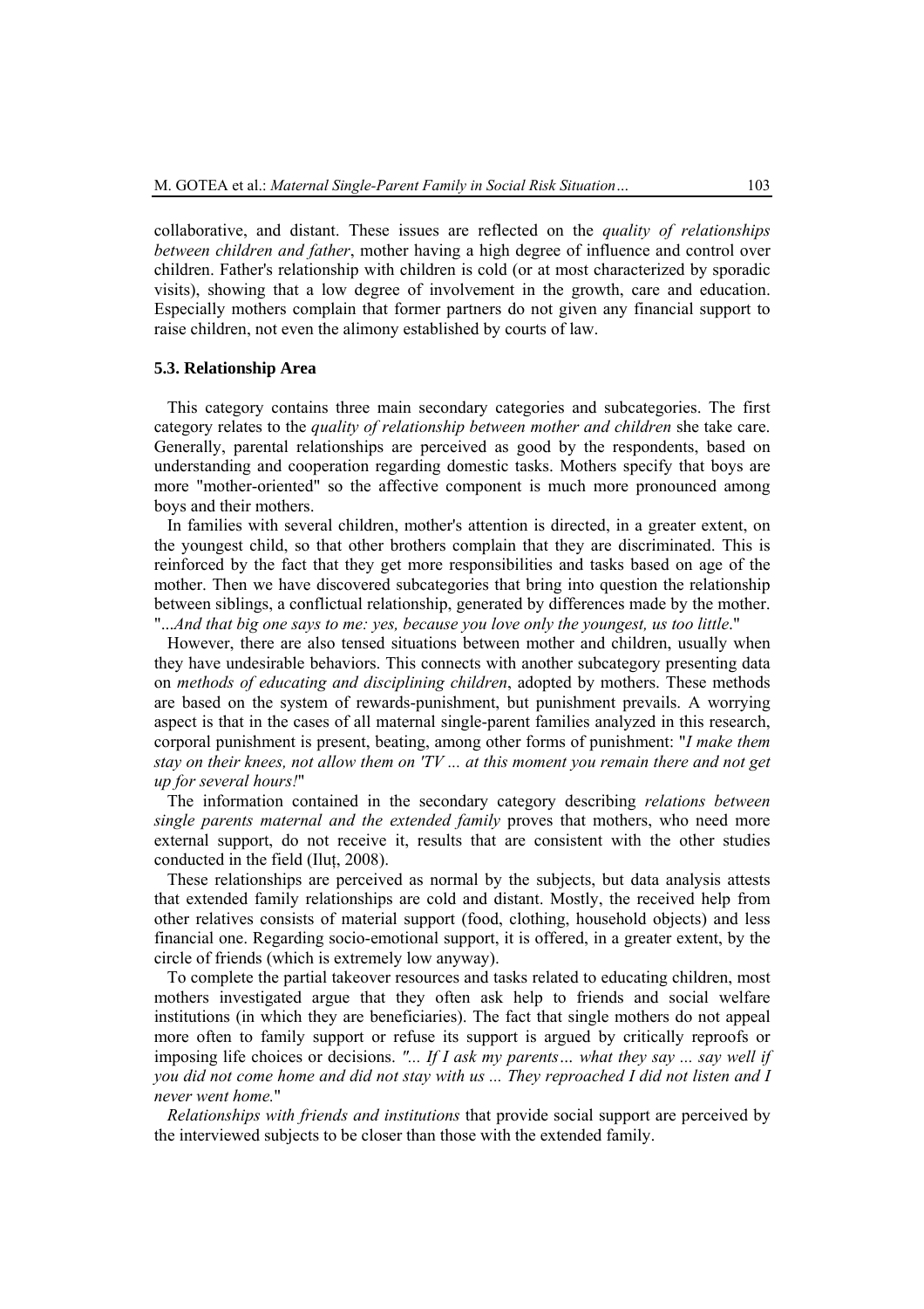collaborative, and distant. These issues are reflected on the *quality of relationships between children and father*, mother having a high degree of influence and control over children. Father's relationship with children is cold (or at most characterized by sporadic visits), showing that a low degree of involvement in the growth, care and education. Especially mothers complain that former partners do not given any financial support to raise children, not even the alimony established by courts of law.

### 5.3. Relationship Area

This category contains three main secondary categories and subcategories. The first category relates to the *quality of relationship between mother and children* she take care. Generally, parental relationships are perceived as good by the respondents, based on understanding and cooperation regarding domestic tasks. Mothers specify that boys are more "mother-oriented" so the affective component is much more pronounced among boys and their mothers.

In families with several children, mother's attention is directed, in a greater extent, on the youngest child, so that other brothers complain that they are discriminated. This is reinforced by the fact that they get more responsibilities and tasks based on age of the mother. Then we have discovered subcategories that bring into question the relationship between siblings, a conflictual relationship, generated by differences made by the mother. "*...And that big one says to me: yes, because you love only the youngest, us too little*."

However, there are also tensed situations between mother and children, usually when they have undesirable behaviors. This connects with another subcategory presenting data on *methods of educating and disciplining children*, adopted by mothers. These methods are based on the system of rewards-punishment, but punishment prevails. A worrying aspect is that in the cases of all maternal single-parent families analyzed in this research, corporal punishment is present, beating, among other forms of punishment: "*I make them stay on their knees, not allow them on 'TV ... at this moment you remain there and not get up for several hours!*"

The information contained in the secondary category describing *relations between single parents maternal and the extended family* proves that mothers, who need more external support, do not receive it, results that are consistent with the other studies conducted in the field (Iluţ, 2008).

These relationships are perceived as normal by the subjects, but data analysis attests that extended family relationships are cold and distant. Mostly, the received help from other relatives consists of material support (food, clothing, household objects) and less financial one. Regarding socio-emotional support, it is offered, in a greater extent, by the circle of friends (which is extremely low anyway).

To complete the partial takeover resources and tasks related to educating children, most mothers investigated argue that they often ask help to friends and social welfare institutions (in which they are beneficiaries). The fact that single mothers do not appeal more often to family support or refuse its support is argued by critically reproofs or imposing life choices or decisions. *"... If I ask my parents… what they say ... say well if you did not come home and did not stay with us ... They reproached I did not listen and I never went home.*"

*Relationships with friends and institutions* that provide social support are perceived by the interviewed subjects to be closer than those with the extended family.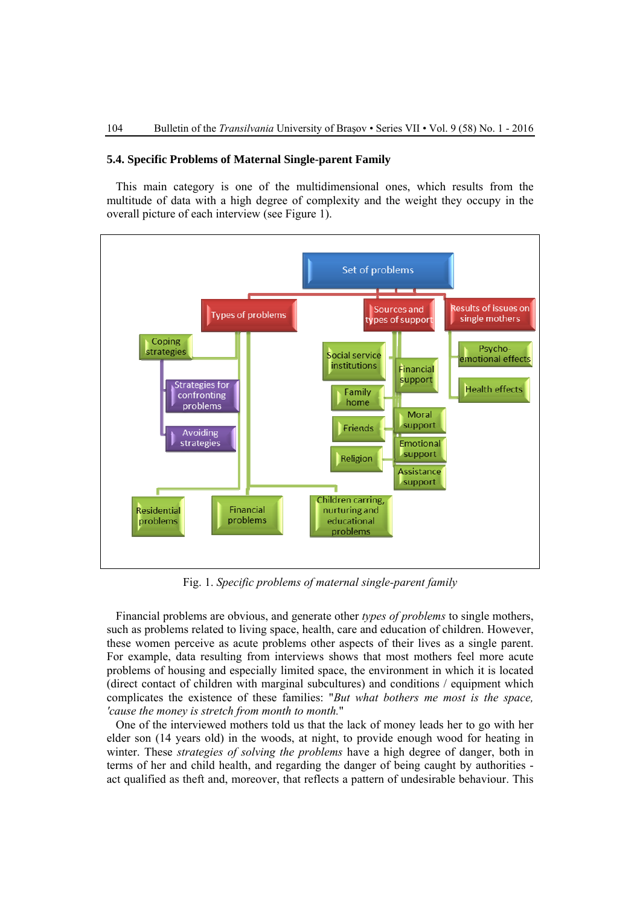### 5.4. Specific Problems of Maternal Single-parent Family

This main category is one of the multidimensional ones, which results from the multitude of data with a high degree of complexity and the weight they occupy in the overall picture of each interview (see Figure 1).

Fig. 1. *Specific problems of maternal single-parent family*

Financial problems are obvious, and generate other *types of problems* to single mothers, such as problems related to living space, health, care and education of children. However, these women perceive as acute problems other aspects of their lives as a single parent. For example, data resulting from interviews shows that most mothers feel more acute problems of housing and especially limited space, the environment in which it is located (direct contact of children with marginal subcultures) and conditions / equipment which complicates the existence of these families: "*But what bothers me most is the space, 'cause the money is stretch from month to month.*"

One of the interviewed mothers told us that the lack of money leads her to go with her elder son (14 years old) in the woods, at night, to provide enough wood for heating in winter. These *strategies of solving the problems* have a high degree of danger, both in terms of her and child health, and regarding the danger of being caught by authorities - act qualified as theft and, moreover, that reflects a pattern of undesirable behaviour. This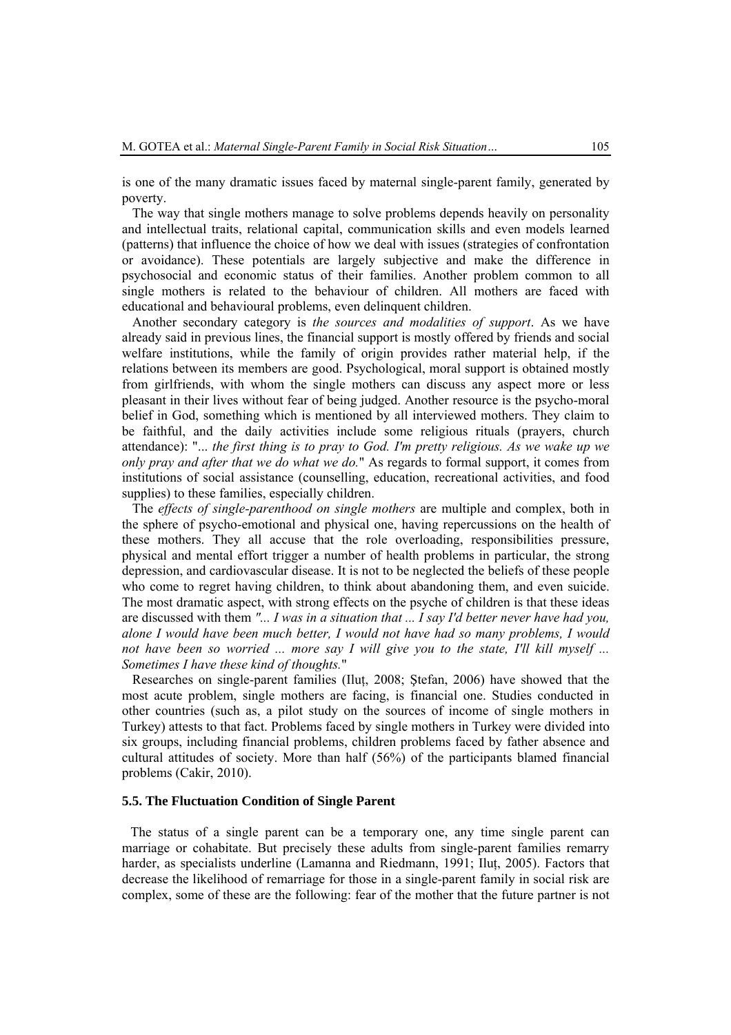is one of the many dramatic issues faced by maternal single-parent family, generated by poverty.

The way that single mothers manage to solve problems depends heavily on personality and intellectual traits, relational capital, communication skills and even models learned (patterns) that influence the choice of how we deal with issues (strategies of confrontation or avoidance). These potentials are largely subjective and make the difference in psychosocial and economic status of their families. Another problem common to all single mothers is related to the behaviour of children. All mothers are faced with educational and behavioural problems, even delinquent children.

Another secondary category is *the sources and modalities of support*. As we have already said in previous lines, the financial support is mostly offered by friends and social welfare institutions, while the family of origin provides rather material help, if the relations between its members are good. Psychological, moral support is obtained mostly from girlfriends, with whom the single mothers can discuss any aspect more or less pleasant in their lives without fear of being judged. Another resource is the psycho-moral belief in God, something which is mentioned by all interviewed mothers. They claim to be faithful, and the daily activities include some religious rituals (prayers, church attendance): "*... the first thing is to pray to God. I'm pretty religious. As we wake up we only pray and after that we do what we do.*" As regards to formal support, it comes from institutions of social assistance (counselling, education, recreational activities, and food supplies) to these families, especially children.

The *effects of single-parenthood on single mothers* are multiple and complex, both in the sphere of psycho-emotional and physical one, having repercussions on the health of these mothers. They all accuse that the role overloading, responsibilities pressure, physical and mental effort trigger a number of health problems in particular, the strong depression, and cardiovascular disease. It is not to be neglected the beliefs of these people who come to regret having children, to think about abandoning them, and even suicide. The most dramatic aspect, with strong effects on the psyche of children is that these ideas are discussed with them *"... I was in a situation that ... I say I'd better never have had you, alone I would have been much better, I would not have had so many problems, I would not have been so worried ... more say I will give you to the state, I'll kill myself ... Sometimes I have these kind of thoughts.*"

Researches on single-parent families (Iluț, 2008; Ștefan, 2006) have showed that the most acute problem, single mothers are facing, is financial one. Studies conducted in other countries (such as, a pilot study on the sources of income of single mothers in Turkey) attests to that fact. Problems faced by single mothers in Turkey were divided into six groups, including financial problems, children problems faced by father absence and cultural attitudes of society. More than half (56%) of the participants blamed financial problems (Cakir, 2010).

### 5.5. The Fluctuation Condition of Single Parent

The status of a single parent can be a temporary one, any time single parent can marriage or cohabitate. But precisely these adults from single-parent families remarry harder, as specialists underline (Lamanna and Riedmann, 1991; Iluț, 2005). Factors that decrease the likelihood of remarriage for those in a single-parent family in social risk are complex, some of these are the following: fear of the mother that the future partner is not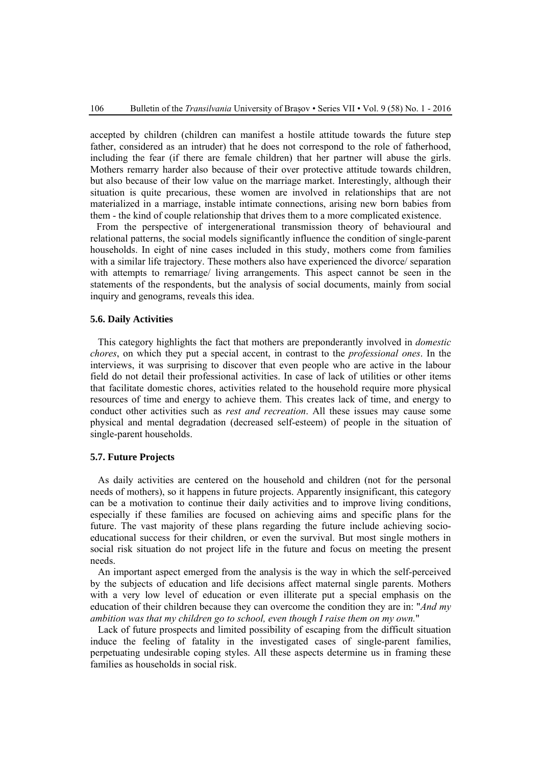accepted by children (children can manifest a hostile attitude towards the future step father, considered as an intruder) that he does not correspond to the role of fatherhood, including the fear (if there are female children) that her partner will abuse the girls. Mothers remarry harder also because of their over protective attitude towards children, but also because of their low value on the marriage market. Interestingly, although their situation is quite precarious, these women are involved in relationships that are not materialized in a marriage, instable intimate connections, arising new born babies from them - the kind of couple relationship that drives them to a more complicated existence.

From the perspective of intergenerational transmission theory of behavioural and relational patterns, the social models significantly influence the condition of single-parent households. In eight of nine cases included in this study, mothers come from families with a similar life trajectory. These mothers also have experienced the divorce/ separation with attempts to remarriage/ living arrangements. This aspect cannot be seen in the statements of the respondents, but the analysis of social documents, mainly from social inquiry and genograms, reveals this idea.

### 5.6. Daily Activities

This category highlights the fact that mothers are preponderantly involved in *domestic chores*, on which they put a special accent, in contrast to the *professional ones*. In the interviews, it was surprising to discover that even people who are active in the labour field do not detail their professional activities. In case of lack of utilities or other items that facilitate domestic chores, activities related to the household require more physical resources of time and energy to achieve them. This creates lack of time, and energy to conduct other activities such as *rest and recreation*. All these issues may cause some physical and mental degradation (decreased self-esteem) of people in the situation of single-parent households.

### 5.7. Future Projects

As daily activities are centered on the household and children (not for the personal needs of mothers), so it happens in future projects. Apparently insignificant, this category can be a motivation to continue their daily activities and to improve living conditions, especially if these families are focused on achieving aims and specific plans for the future. The vast majority of these plans regarding the future include achieving socio-educational success for their children, or even the survival. But most single mothers in social risk situation do not project life in the future and focus on meeting the present needs.

An important aspect emerged from the analysis is the way in which the self-perceived by the subjects of education and life decisions affect maternal single parents. Mothers with a very low level of education or even illiterate put a special emphasis on the education of their children because they can overcome the condition they are in: "*And my ambition was that my children go to school, even though I raise them on my own.*"

Lack of future prospects and limited possibility of escaping from the difficult situation induce the feeling of fatality in the investigated cases of single-parent families, perpetuating undesirable coping styles. All these aspects determine us in framing these families as households in social risk.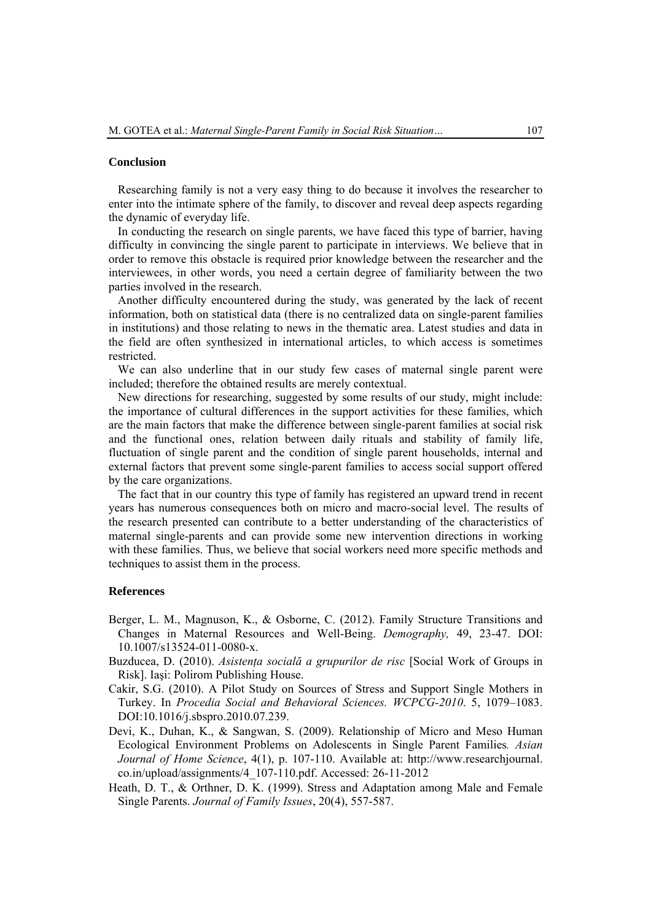## Conclusion

Researching family is not a very easy thing to do because it involves the researcher to enter into the intimate sphere of the family, to discover and reveal deep aspects regarding the dynamic of everyday life.

In conducting the research on single parents, we have faced this type of barrier, having difficulty in convincing the single parent to participate in interviews. We believe that in order to remove this obstacle is required prior knowledge between the researcher and the interviewees, in other words, you need a certain degree of familiarity between the two parties involved in the research.

Another difficulty encountered during the study, was generated by the lack of recent information, both on statistical data (there is no centralized data on single-parent families in institutions) and those relating to news in the thematic area. Latest studies and data in the field are often synthesized in international articles, to which access is sometimes restricted.

We can also underline that in our study few cases of maternal single parent were included; therefore the obtained results are merely contextual.

New directions for researching, suggested by some results of our study, might include: the importance of cultural differences in the support activities for these families, which are the main factors that make the difference between single-parent families at social risk and the functional ones, relation between daily rituals and stability of family life, fluctuation of single parent and the condition of single parent households, internal and external factors that prevent some single-parent families to access social support offered by the care organizations.

The fact that in our country this type of family has registered an upward trend in recent years has numerous consequences both on micro and macro-social level. The results of the research presented can contribute to a better understanding of the characteristics of maternal single-parents and can provide some new intervention directions in working with these families. Thus, we believe that social workers need more specific methods and techniques to assist them in the process.

## References

Berger, L. M., Magnuson, K., & Osborne, C. (2012). Family Structure Transitions and Changes in Maternal Resources and Well-Being. *Demography,* 49, 23-47. DOI: 10.1007/s13524-011-0080-x.

Buzducea, D. (2010). *Asistența socială a grupurilor de risc* [Social Work of Groups in Risk]. Iași: Polirom Publishing House.

Cakir, S.G. (2010). A Pilot Study on Sources of Stress and Support Single Mothers in Turkey. In *Procedia Social and Behavioral Sciences. WCPCG-2010*. 5, 1079–1083. DOI:10.1016/j.sbspro.2010.07.239.

Devi, K., Duhan, K., & Sangwan, S. (2009). Relationship of Micro and Meso Human Ecological Environment Problems on Adolescents in Single Parent Families*. Asian Journal of Home Science*, 4(1), p. 107-110. Available at: http://www.researchjournal.co.in/upload/assignments/4_107-110.pdf. Accessed: 26-11-2012

Heath, D. T., & Orthner, D. K. (1999). Stress and Adaptation among Male and Female Single Parents. *Journal of Family Issues*, 20(4), 557-587.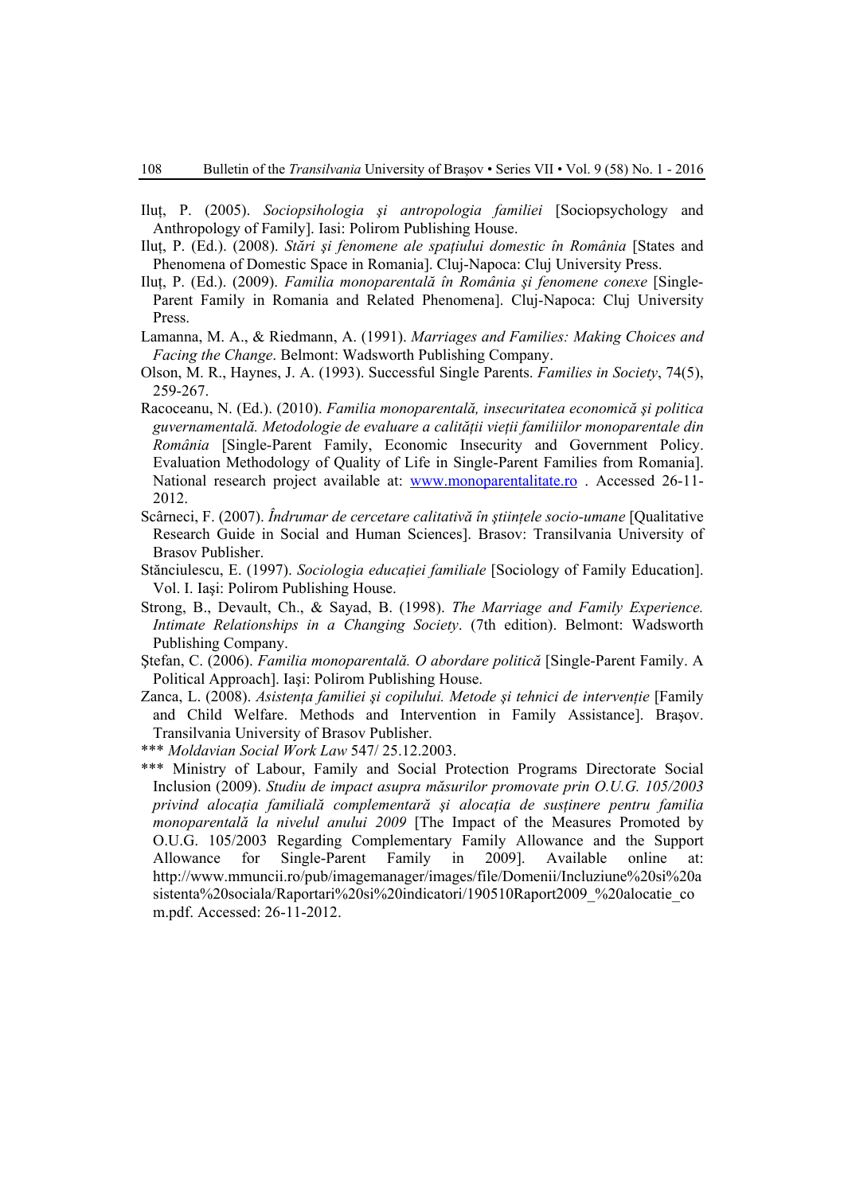Iluț, P. (2005). *Sociopsihologia şi antropologia familiei* [Sociopsychology and Anthropology of Family]. Iasi: Polirom Publishing House.

Iluț, P. (Ed.). (2008). *Stări şi fenomene ale spațiului domestic în România* [States and Phenomena of Domestic Space in Romania]. Cluj-Napoca: Cluj University Press.

Iluț, P. (Ed.). (2009). *Familia monoparentală în România şi fenomene conexe* [Single-Parent Family in Romania and Related Phenomena]. Cluj-Napoca: Cluj University Press.

Lamanna, M. A., & Riedmann, A. (1991). *Marriages and Families: Making Choices and Facing the Change*. Belmont: Wadsworth Publishing Company.

Olson, M. R., Haynes, J. A. (1993). Successful Single Parents. *Families in Society*, 74(5), 259-267.

Racoceanu, N. (Ed.). (2010). *Familia monoparentală, insecuritatea economică şi politica guvernamentală. Metodologie de evaluare a calității vieții familiilor monoparentale din România* [Single-Parent Family, Economic Insecurity and Government Policy. Evaluation Methodology of Quality of Life in Single-Parent Families from Romania]. National research project available at: www.monoparentalitate.ro . Accessed 26-11-2012.

Scârneci, F. (2007). *Îndrumar de cercetare calitativă în ştiințele socio-umane* [Qualitative Research Guide in Social and Human Sciences]. Brasov: Transilvania University of Brasov Publisher.

Stănciulescu, E. (1997). *Sociologia educației familiale* [Sociology of Family Education]. Vol. I. Iaşi: Polirom Publishing House.

Strong, B., Devault, Ch., & Sayad, B. (1998). *The Marriage and Family Experience. Intimate Relationships in a Changing Society*. (7th edition). Belmont: Wadsworth Publishing Company.

Ştefan, C. (2006). *Familia monoparentală. O abordare politică* [Single-Parent Family. A Political Approach]. Iaşi: Polirom Publishing House.

Zanca, L. (2008). *Asistența familiei şi copilului. Metode şi tehnici de intervenție* [Family and Child Welfare. Methods and Intervention in Family Assistance]. Braşov. Transilvania University of Brasov Publisher.

\*\*\* *Moldavian Social Work Law* 547/ 25.12.2003.

\*\*\* Ministry of Labour, Family and Social Protection Programs Directorate Social Inclusion (2009). *Studiu de impact asupra măsurilor promovate prin O.U.G. 105/2003 privind alocația familială complementară şi alocația de susținere pentru familia monoparentală la nivelul anului 2009* [The Impact of the Measures Promoted by O.U.G. 105/2003 Regarding Complementary Family Allowance and the Support Allowance for Single-Parent Family in 2009]. Available online at: http://www.mmuncii.ro/pub/imagemanager/images/file/Domenii/Incluziune%20si%20asistenta%20sociala/Raportari%20si%20indicatori/190510Raport2009_%20alocatie_com.pdf. Accessed: 26-11-2012.